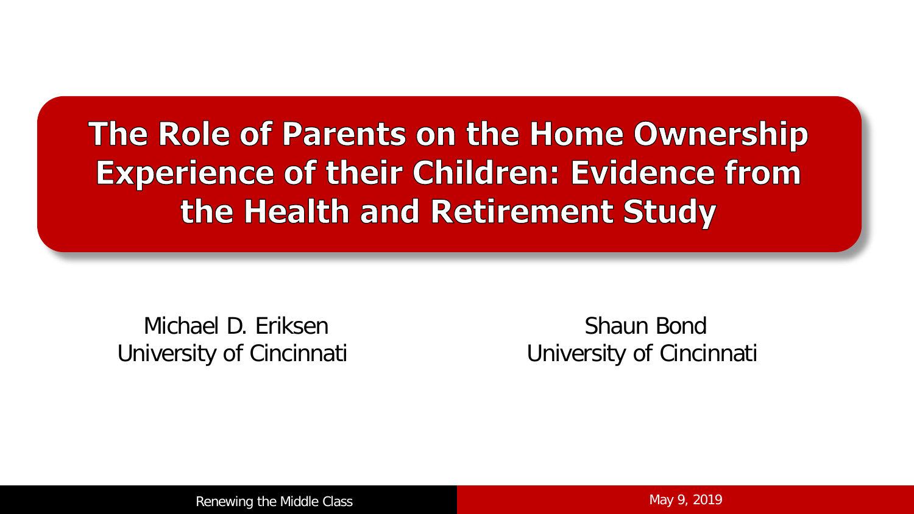# The Role of Parents on the Home Ownership Experience of their Children: Evidence from the Health and Retirement Study

Michael D. Eriksen
University of Cincinnati

Shaun Bond
University of Cincinnati

Renewing the Middle Class

May 9, 2019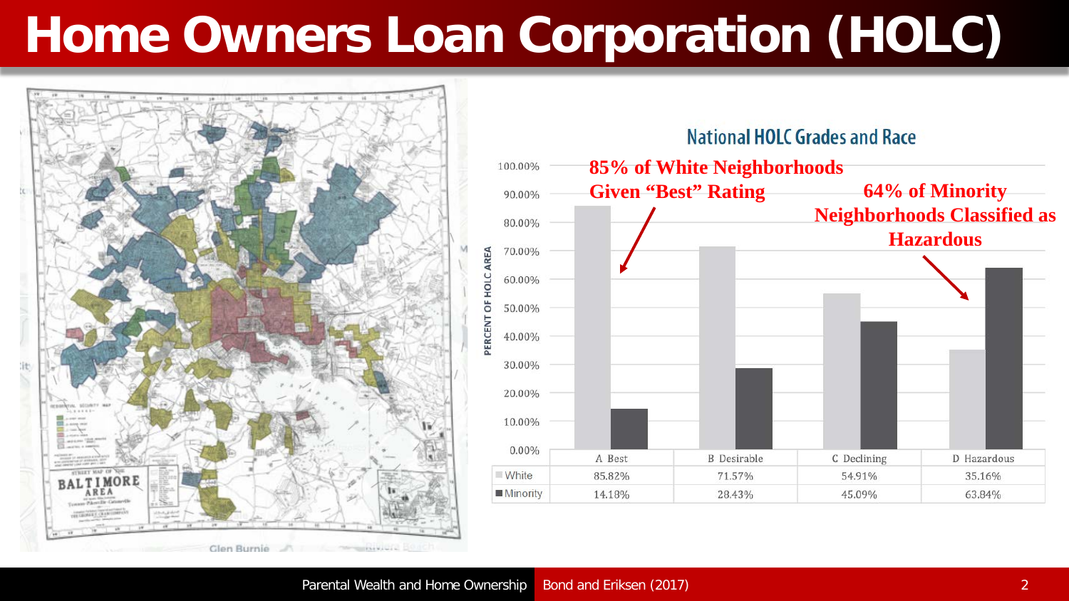# Home Owners Loan Corporation (HOLC)

**National HOLC Grades and Race**

**85% of White Neighborhoods Given "Best" Rating**

**64% of Minority Neighborhoods Classified as Hazardous**

| | A Best | B Desirable | C Declining | D Hazardous |
|---|---|---|---|---|
| White | 85.82% | 71.57% | 54.91% | 35.16% |
| Minority | 14.18% | 28.43% | 45.09% | 63.84% |

Bond and Eriksen (2017)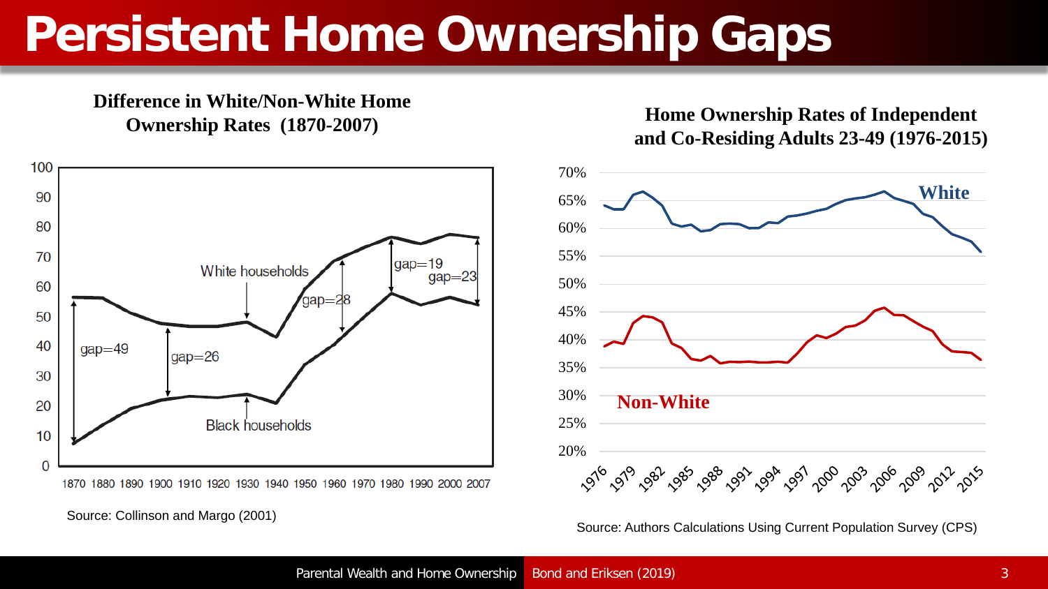# Persistent Home Ownership Gaps

**Difference in White/Non-White Home Ownership Rates (1870-2007)**

Source: Collinson and Margo (2001)

**Home Ownership Rates of Independent and Co-Residing Adults 23-49 (1976-2015)**

Source: Authors Calculations Using Current Population Survey (CPS)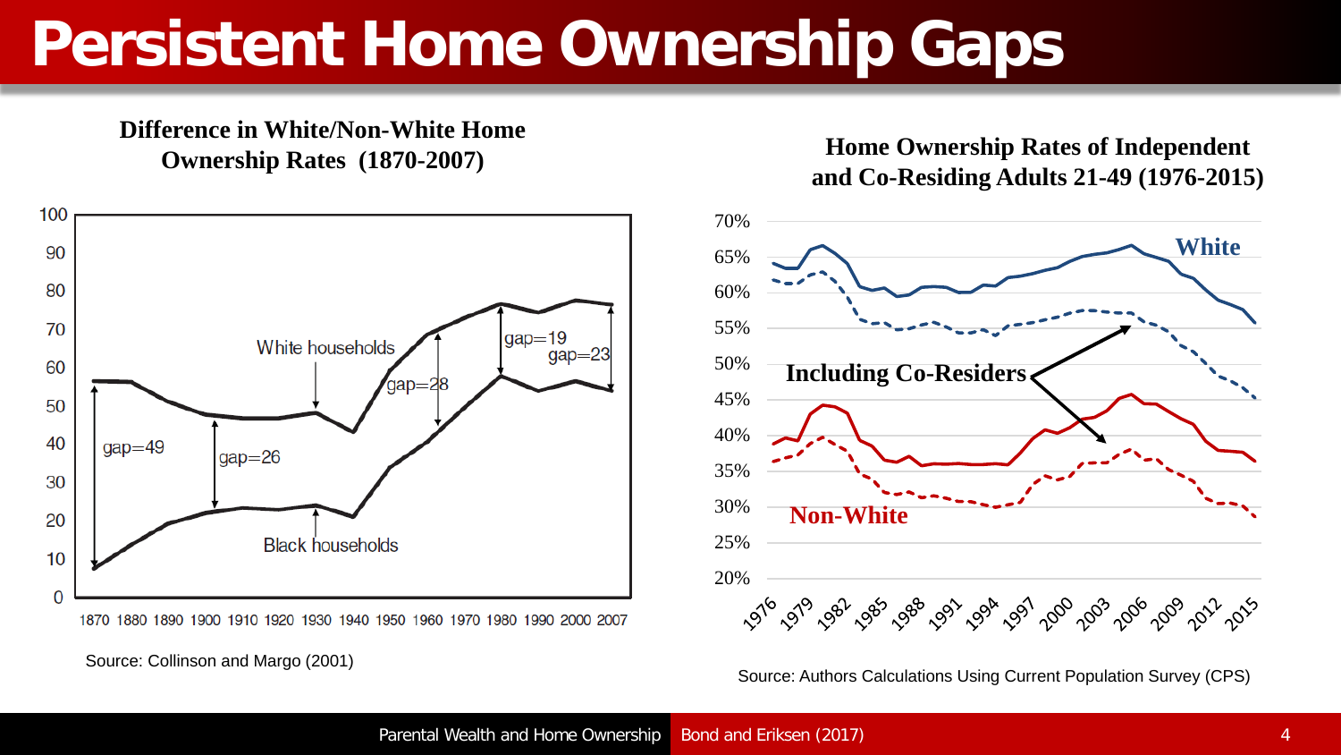# Persistent Home Ownership Gaps

**Difference in White/Non-White Home Ownership Rates (1870-2007)**

White households

Black households

gap=49

gap=26

gap=28

gap=19

gap=23

Source: Collinson and Margo (2001)

**Home Ownership Rates of Independent and Co-Residing Adults 21-49 (1976-2015)**

White

Including Co-Residers

Non-White

Source: Authors Calculations Using Current Population Survey (CPS)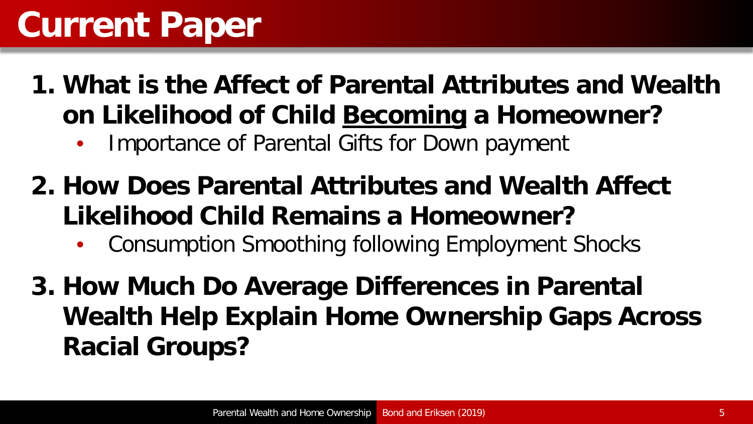# Current Paper

1. **What is the Affect of Parental Attributes and Wealth on Likelihood of Child <u>Becoming</u> a Homeowner?**
   - Importance of Parental Gifts for Down payment
2. **How Does Parental Attributes and Wealth Affect Likelihood Child Remains a Homeowner?**
   - Consumption Smoothing following Employment Shocks
3. **How Much Do Average Differences in Parental Wealth Help Explain Home Ownership Gaps Across Racial Groups?**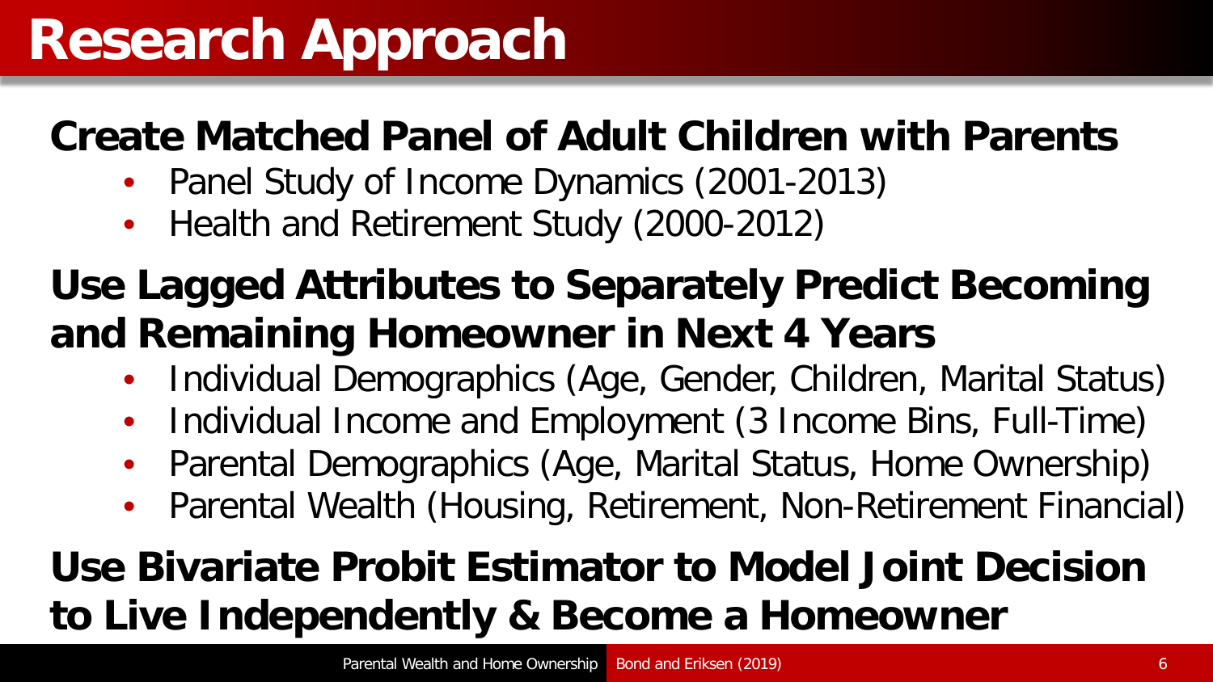# Research Approach

## Create Matched Panel of Adult Children with Parents

- Panel Study of Income Dynamics (2001-2013)
- Health and Retirement Study (2000-2012)

## Use Lagged Attributes to Separately Predict Becoming and Remaining Homeowner in Next 4 Years

- Individual Demographics (Age, Gender, Children, Marital Status)
- Individual Income and Employment (3 Income Bins, Full-Time)
- Parental Demographics (Age, Marital Status, Home Ownership)
- Parental Wealth (Housing, Retirement, Non-Retirement Financial)

## Use Bivariate Probit Estimator to Model Joint Decision to Live Independently & Become a Homeowner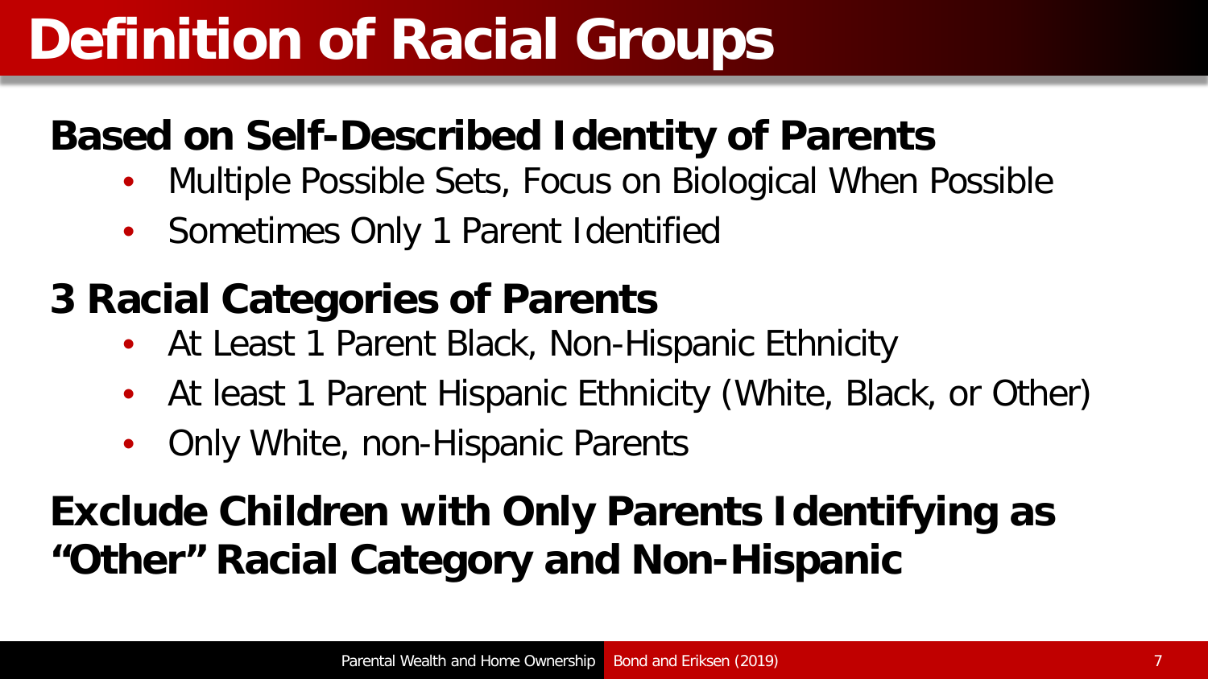# Definition of Racial Groups

**Based on Self-Described Identity of Parents**

- Multiple Possible Sets, Focus on Biological When Possible
- Sometimes Only 1 Parent Identified

**3 Racial Categories of Parents**

- At Least 1 Parent Black, Non-Hispanic Ethnicity
- At least 1 Parent Hispanic Ethnicity (White, Black, or Other)
- Only White, non-Hispanic Parents

**Exclude Children with Only Parents Identifying as "Other" Racial Category and Non-Hispanic**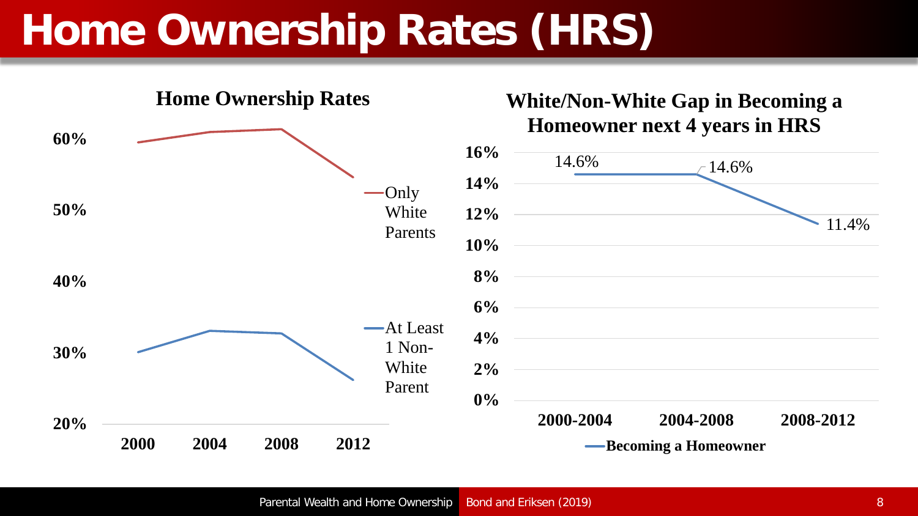# Home Ownership Rates (HRS)

**Home Ownership Rates**

| | 2000 | 2004 | 2008 | 2012 |
|---|---|---|---|---|
| Only White Parents | | | | |
| At Least 1 Non-White Parent | | | | |

**White/Non-White Gap in Becoming a Homeowner next 4 years in HRS**

| | 2000-2004 | 2004-2008 | 2008-2012 |
|---|---|---|---|
| Becoming a Homeowner | 14.6% | 14.6% | 11.4% |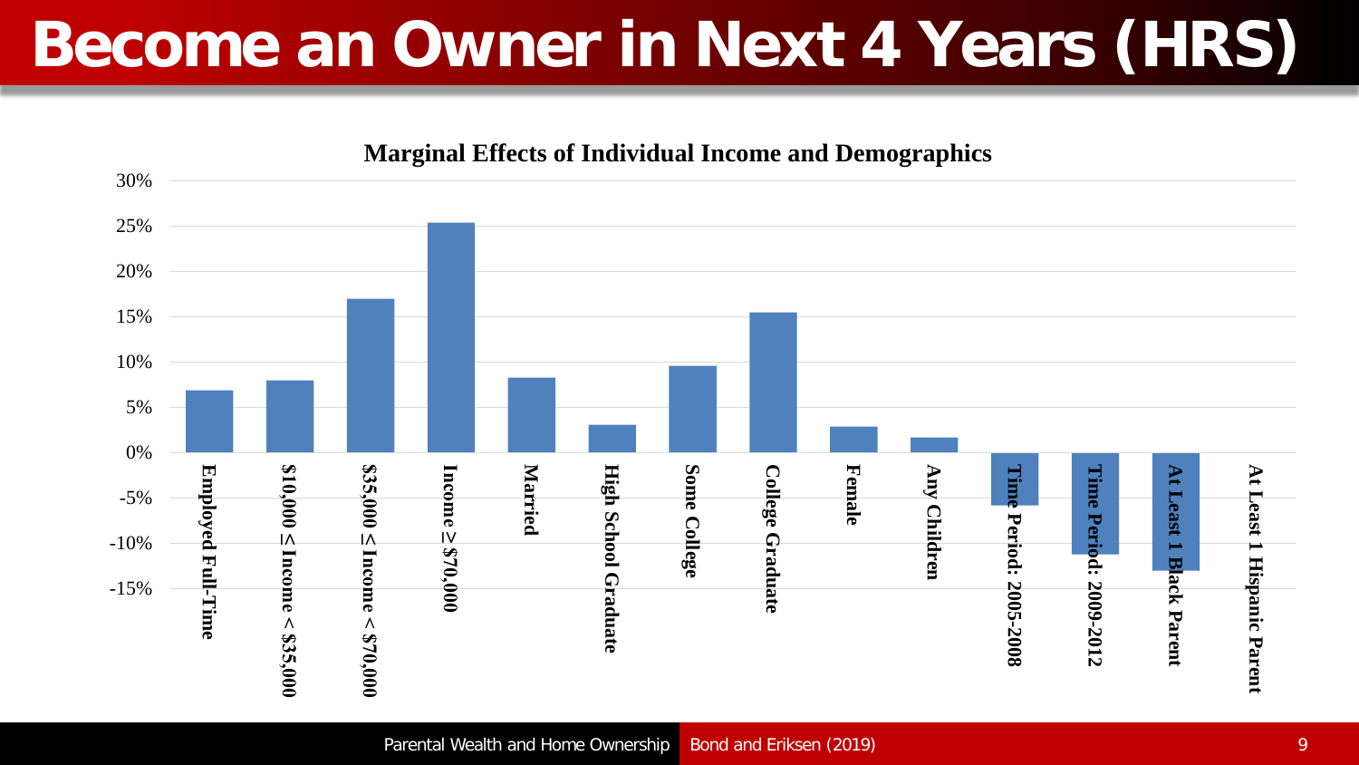# Become an Owner in Next 4 Years (HRS)

**Marginal Effects of Individual Income and Demographics**

| Variable | Marginal Effect (approx.) |
|---|---|
| Employed Full-Time | 7% |
| \$10,000 ≤ Income < \$35,000 | 8% |
| \$35,000 ≤ Income < \$70,000 | 17% |
| Income ≥ \$70,000 | 25.5% |
| Married | 8.3% |
| High School Graduate | 3% |
| Some College | 9.6% |
| College Graduate | 15.5% |
| Female | 2.9% |
| Any Children | 1.7% |
| Time Period: 2005-2008 | -5.8% |
| Time Period: 2009-2012 | -11.2% |
| At Least 1 Black Parent | -13% |
| At Least 1 Hispanic Parent | 0% |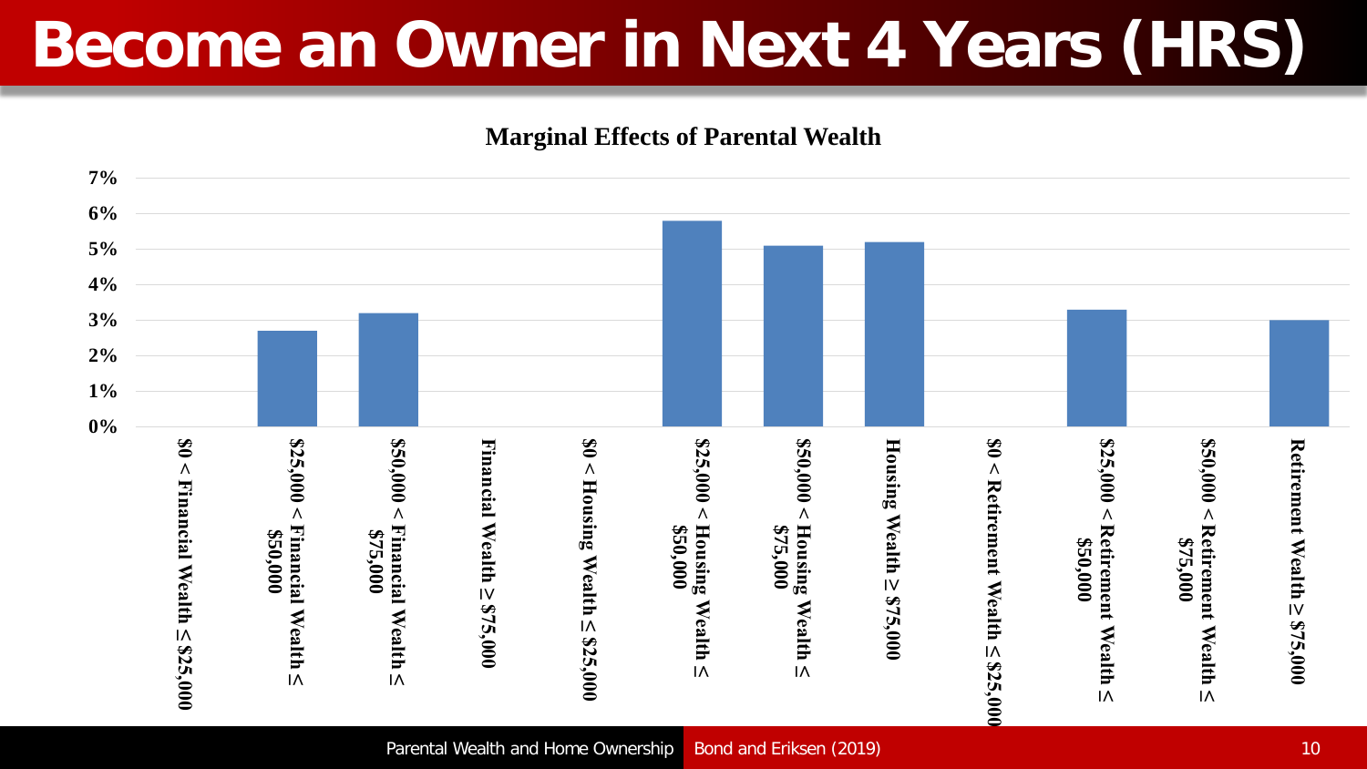# Become an Owner in Next 4 Years (HRS)

**Marginal Effects of Parental Wealth**

| Category | Marginal Effect |
| --- | --- |
| $0 < Financial Wealth ≤ $25,000 | |
| $25,000 < Financial Wealth ≤ $50,000 | 2.7% |
| $50,000 < Financial Wealth ≤ $75,000 | 3.2% |
| Financial Wealth ≥ $75,000 | |
| $0 < Housing Wealth ≤ $25,000 | |
| $25,000 < Housing Wealth ≤ $50,000 | 5.8% |
| $50,000 < Housing Wealth ≤ $75,000 | 5.1% |
| Housing Wealth ≥ $75,000 | 5.2% |
| $0 < Retirement Wealth ≤ $25,000 | |
| $25,000 < Retirement Wealth ≤ $50,000 | 3.3% |
| $50,000 < Retirement Wealth ≤ $75,000 | |
| Retirement Wealth ≥ $75,000 | 3.0% |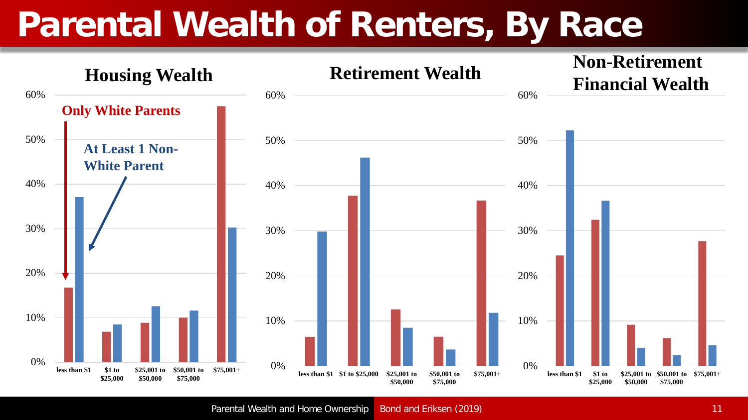# Parental Wealth of Renters, By Race

### Housing Wealth

Only White Parents

At Least 1 Non-White Parent

| | less than $1 | $1 to $25,000 | $25,001 to $50,000 | $50,001 to $75,000 | $75,001+ |
|---|---|---|---|---|---|
| Only White Parents | ~17% | ~7% | ~9% | ~10% | ~57% |
| At Least 1 Non-White Parent | ~37% | ~8% | ~12% | ~12% | ~30% |

### Retirement Wealth

| | less than $1 | $1 to $25,000 | $25,001 to $50,000 | $50,001 to $75,000 | $75,001+ |
|---|---|---|---|---|---|
| Only White Parents | ~6% | ~38% | ~12% | ~6% | ~37% |
| At Least 1 Non-White Parent | ~30% | ~46% | ~8% | ~4% | ~12% |

### Non-Retirement Financial Wealth

| | less than $1 | $1 to $25,000 | $25,001 to $50,000 | $50,001 to $75,000 | $75,001+ |
|---|---|---|---|---|---|
| Only White Parents | ~25% | ~32% | ~9% | ~6% | ~28% |
| At Least 1 Non-White Parent | ~52% | ~37% | ~4% | ~2% | ~5% |

Parental Wealth and Home Ownership | Bond and Eriksen (2019)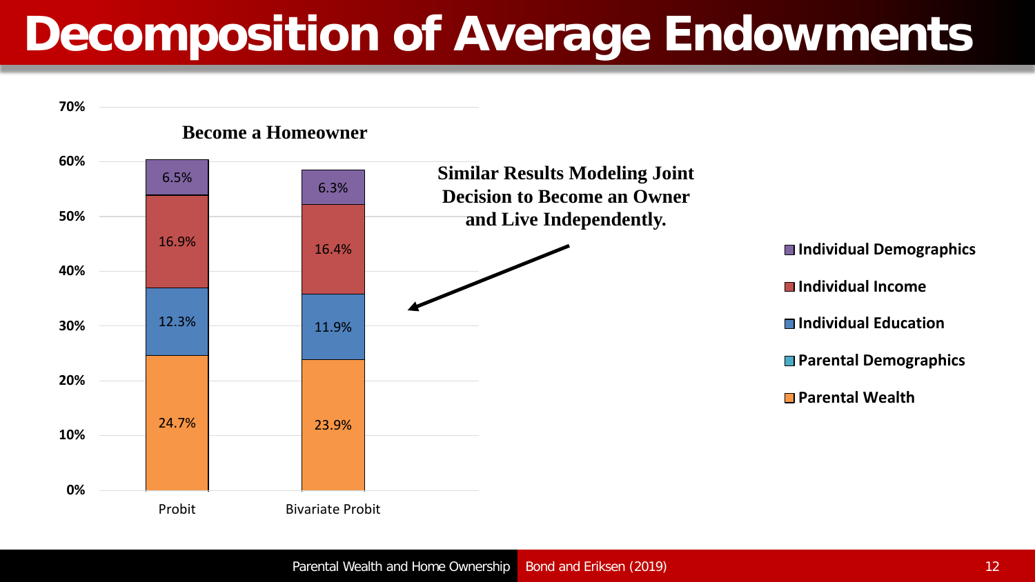# Decomposition of Average Endowments

**Become a Homeowner**

| | Probit | Bivariate Probit |
|---|---|---|
| Individual Demographics | 6.5% | 6.3% |
| Individual Income | 16.9% | 16.4% |
| Individual Education | 12.3% | 11.9% |
| Parental Demographics | | |
| Parental Wealth | 24.7% | 23.9% |

**Similar Results Modeling Joint Decision to Become an Owner and Live Independently.**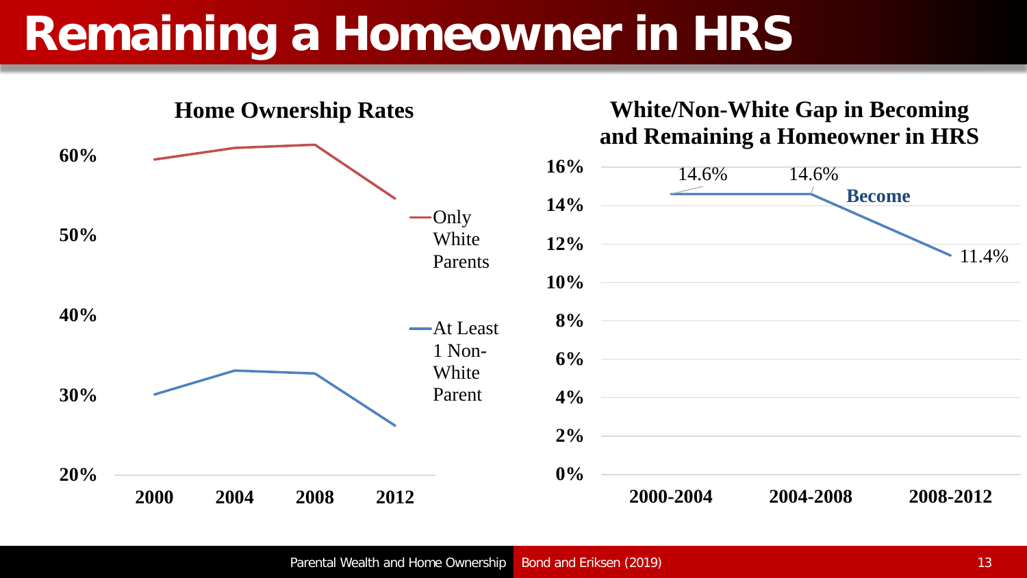# Remaining a Homeowner in HRS

**Home Ownership Rates**

| Year | Only White Parents | At Least 1 Non-White Parent |
|---|---|---|
| 2000 | | |
| 2004 | | |
| 2008 | | |
| 2012 | | |

**White/Non-White Gap in Becoming and Remaining a Homeowner in HRS**

| Period | Become |
|---|---|
| 2000-2004 | 14.6% |
| 2004-2008 | 14.6% |
| 2008-2012 | 11.4% |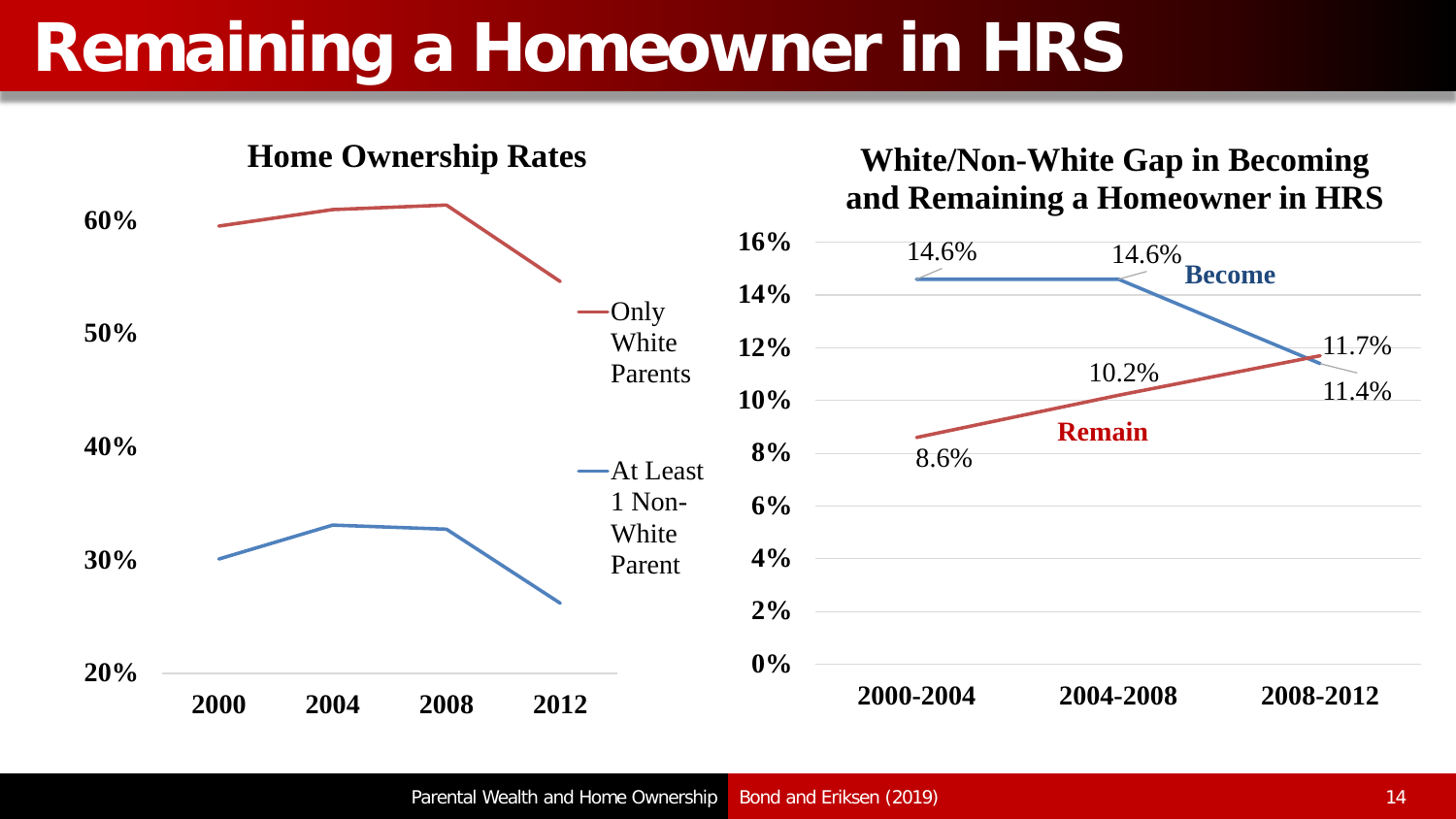# Remaining a Homeowner in HRS

**Home Ownership Rates**

60%
50%
40%
30%
20%

2000 2004 2008 2012

Only White Parents

At Least 1 Non-White Parent

**White/Non-White Gap in Becoming and Remaining a Homeowner in HRS**

16%
14%
12%
10%
8%
6%
4%
2%
0%

2000-2004 2004-2008 2008-2012

**Become**: 14.6%, 14.6%, 11.4%

**Remain**: 8.6%, 10.2%, 11.7%

Parental Wealth and Home Ownership Bond and Eriksen (2019)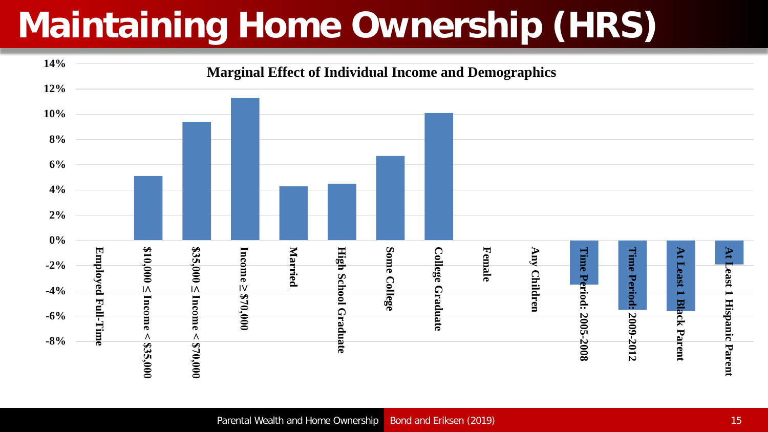# Maintaining Home Ownership (HRS)

**Marginal Effect of Individual Income and Demographics**

| Variable | Marginal Effect (approx.) |
|---|---|
| Employed Full-Time | 0% |
| $10,000 ≤ Income < $35,000 | 5.1% |
| $35,000 ≤ Income < $70,000 | 9.4% |
| Income ≥ $70,000 | 11.3% |
| Married | 4.3% |
| High School Graduate | 4.5% |
| Some College | 6.7% |
| College Graduate | 10.1% |
| Female | 0% |
| Any Children | 0% |
| Time Period: 2005-2008 | -3.5% |
| Time Period: 2009-2012 | -5.5% |
| At Least 1 Black Parent | -5.6% |
| At Least 1 Hispanic Parent | -1.9% |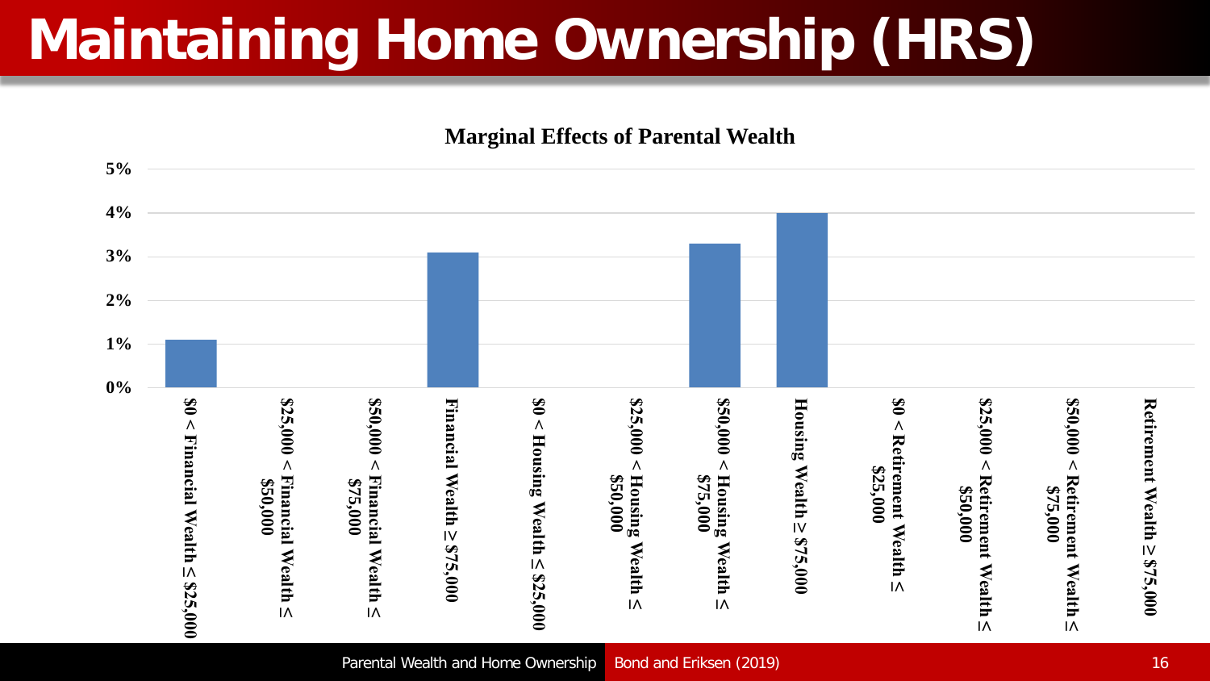# Maintaining Home Ownership (HRS)

**Marginal Effects of Parental Wealth**

| Category | Marginal Effect |
|---|---|
| $0 < Financial Wealth ≤ $25,000 | 1.1% |
| $25,000 < Financial Wealth ≤ $50,000 | 0% |
| $50,000 < Financial Wealth ≤ $75,000 | 0% |
| Financial Wealth ≥ $75,000 | 3.1% |
| $0 < Housing Wealth ≤ $25,000 | 0% |
| $25,000 < Housing Wealth ≤ $50,000 | 0% |
| $50,000 < Housing Wealth ≤ $75,000 | 3.3% |
| Housing Wealth ≥ $75,000 | 4.0% |
| $0 < Retirement Wealth ≤ $25,000 | 0% |
| $25,000 < Retirement Wealth ≤ $50,000 | 0% |
| $50,000 < Retirement Wealth ≤ $75,000 | 0% |
| Retirement Wealth ≥ $75,000 | 0% |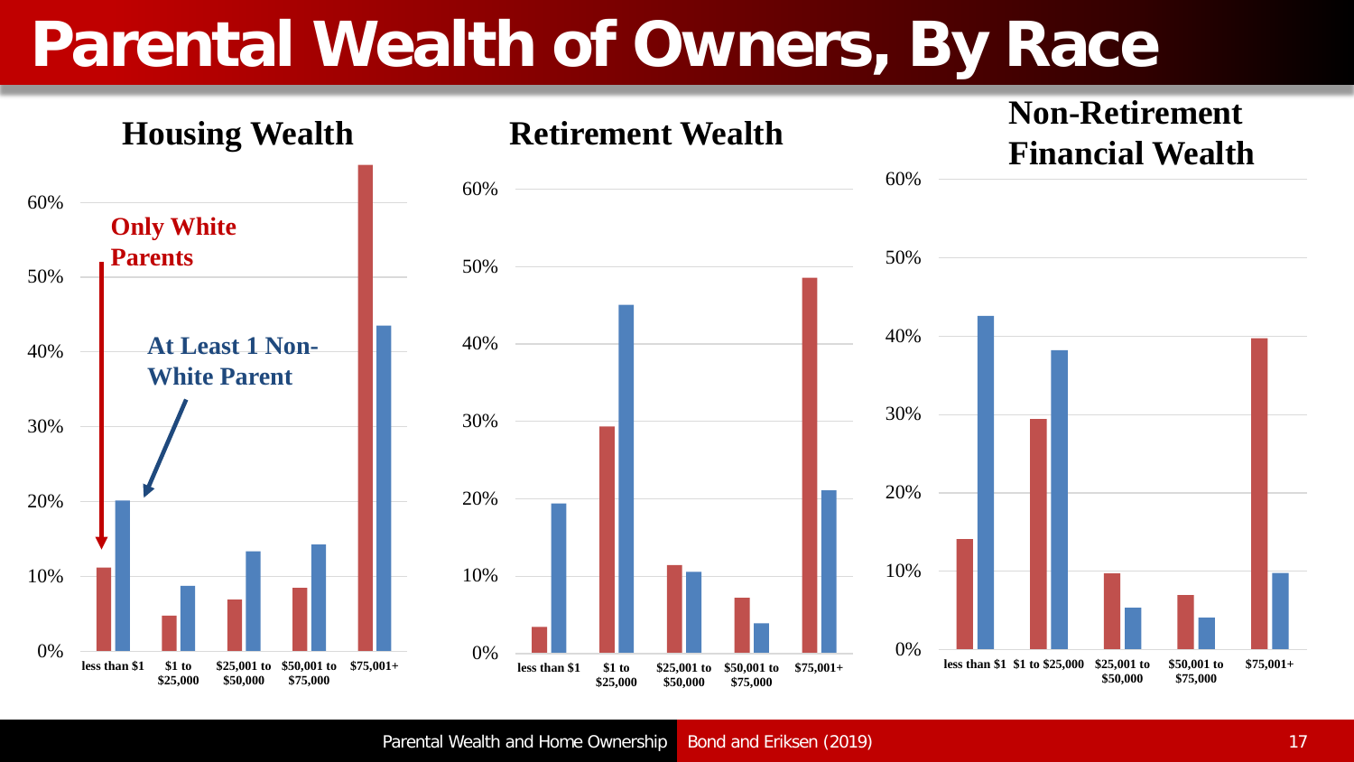# Parental Wealth of Owners, By Race

## Housing Wealth

Only White Parents

At Least 1 Non-White Parent

| | less than $1 | $1 to $25,000 | $25,001 to $50,000 | $50,001 to $75,000 | $75,001+ |
|---|---|---|---|---|---|
| Only White Parents | 11% | 5% | 7% | 8.5% | 65% |
| At Least 1 Non-White Parent | 20% | 9% | 13% | 14% | 43.5% |

## Retirement Wealth

| | less than $1 | $1 to $25,000 | $25,001 to $50,000 | $50,001 to $75,000 | $75,001+ |
|---|---|---|---|---|---|
| Only White Parents | 3% | 29% | 11% | 7% | 48.5% |
| At Least 1 Non-White Parent | 19% | 45% | 10.5% | 4% | 21% |

## Non-Retirement Financial Wealth

| | less than $1 | $1 to $25,000 | $25,001 to $50,000 | $50,001 to $75,000 | $75,001+ |
|---|---|---|---|---|---|
| Only White Parents | 14% | 29.5% | 9.5% | 7% | 40% |
| At Least 1 Non-White Parent | 42.5% | 38% | 5% | 4% | 9.5% |

Parental Wealth and Home Ownership | Bond and Eriksen (2019)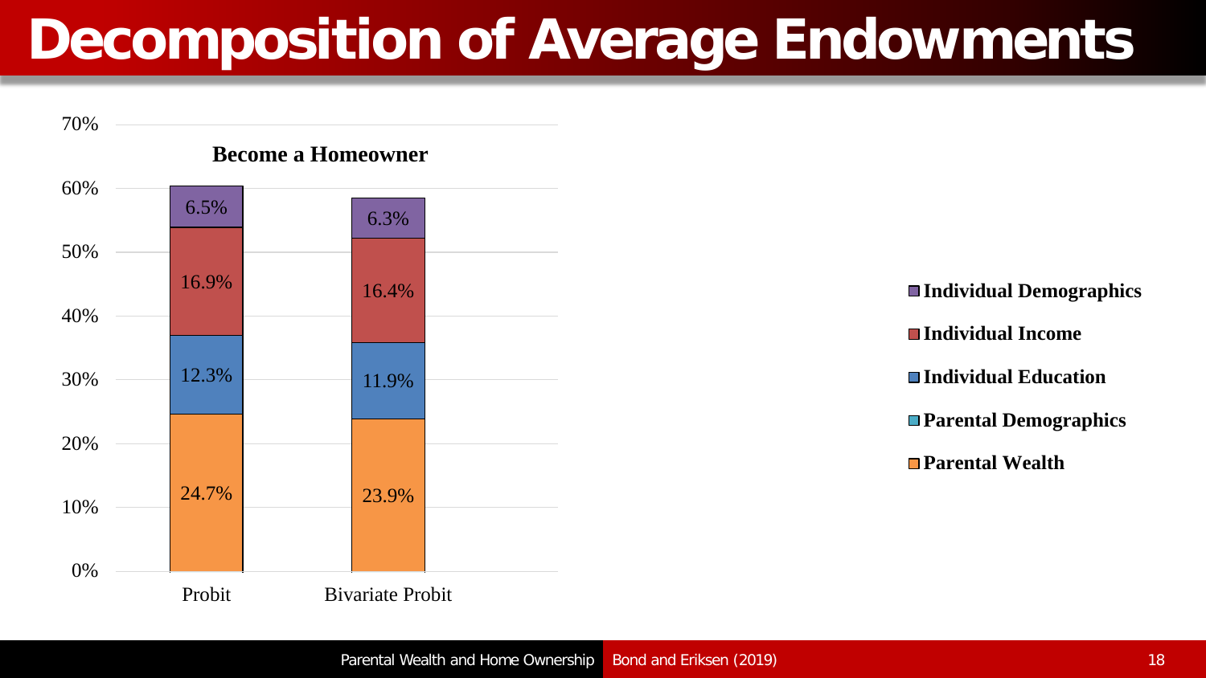# Decomposition of Average Endowments

**Become a Homeowner**

| | Probit | Bivariate Probit |
|---|---|---|
| Individual Demographics | 6.5% | 6.3% |
| Individual Income | 16.9% | 16.4% |
| Individual Education | 12.3% | 11.9% |
| Parental Demographics | | |
| Parental Wealth | 24.7% | 23.9% |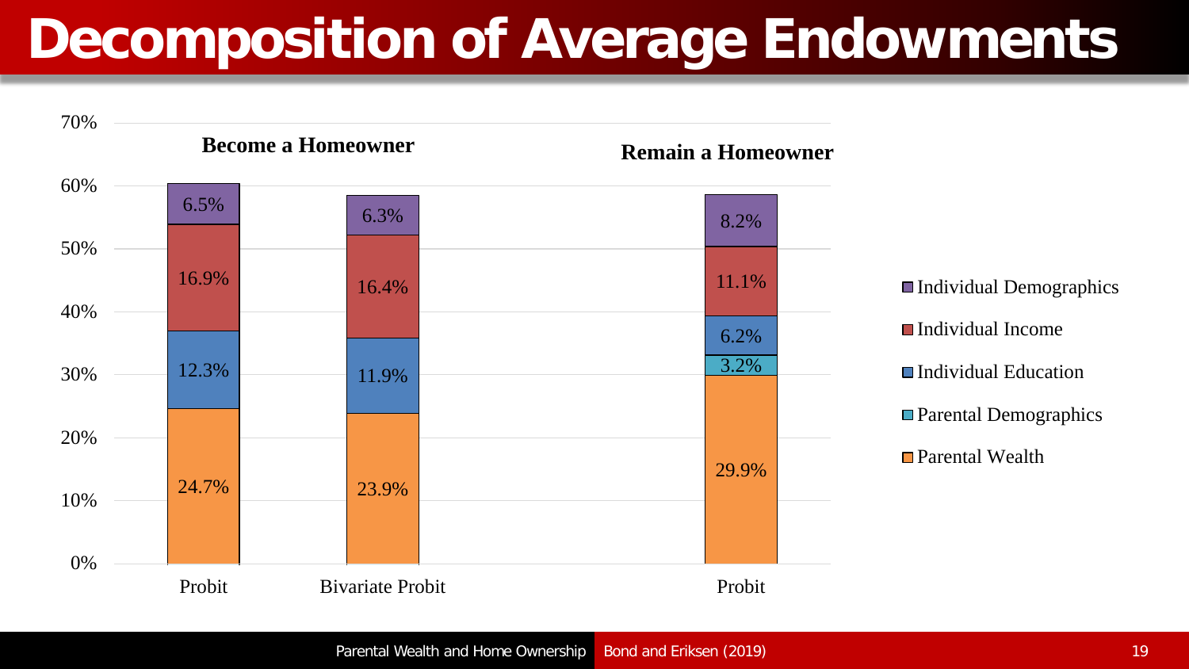# Decomposition of Average Endowments

| | Become a Homeowner: Probit | Become a Homeowner: Bivariate Probit | Remain a Homeowner: Probit |
|---|---|---|---|
| Individual Demographics | 6.5% | 6.3% | 8.2% |
| Individual Income | 16.9% | 16.4% | 11.1% |
| Individual Education | 12.3% | 11.9% | 6.2% |
| Parental Demographics | | | 3.2% |
| Parental Wealth | 24.7% | 23.9% | 29.9% |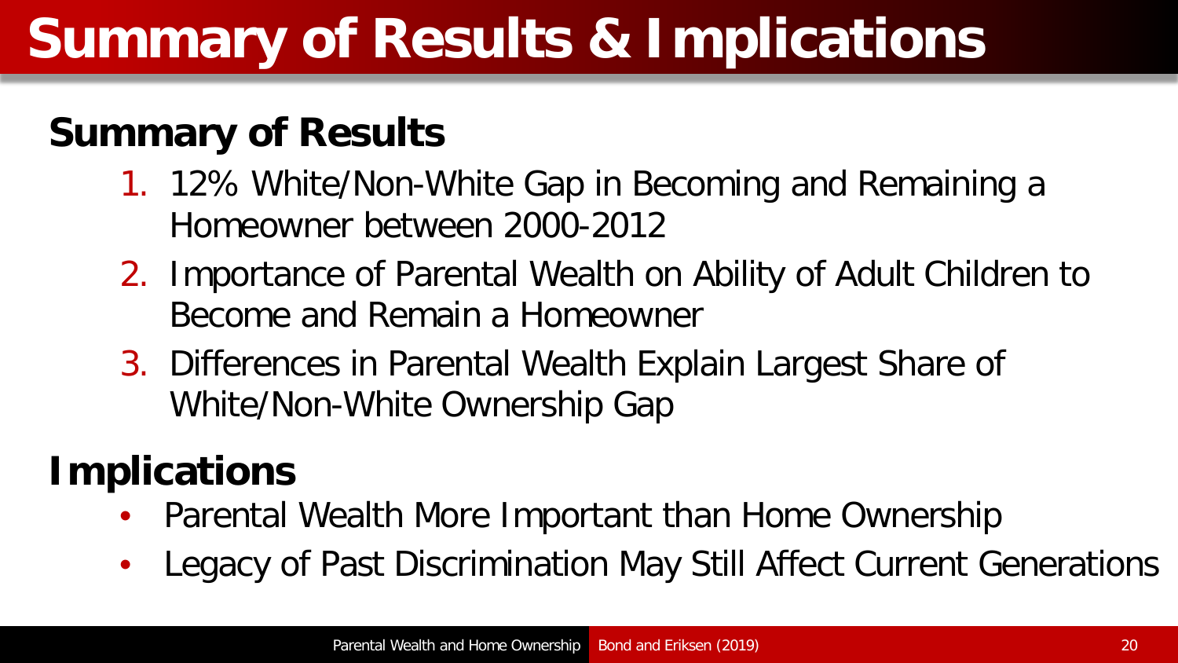# Summary of Results & Implications

## Summary of Results

1. 12% White/Non-White Gap in Becoming and Remaining a Homeowner between 2000-2012
2. Importance of Parental Wealth on Ability of Adult Children to Become and Remain a Homeowner
3. Differences in Parental Wealth Explain Largest Share of White/Non-White Ownership Gap

## Implications

- Parental Wealth More Important than Home Ownership
- Legacy of Past Discrimination May Still Affect Current Generations